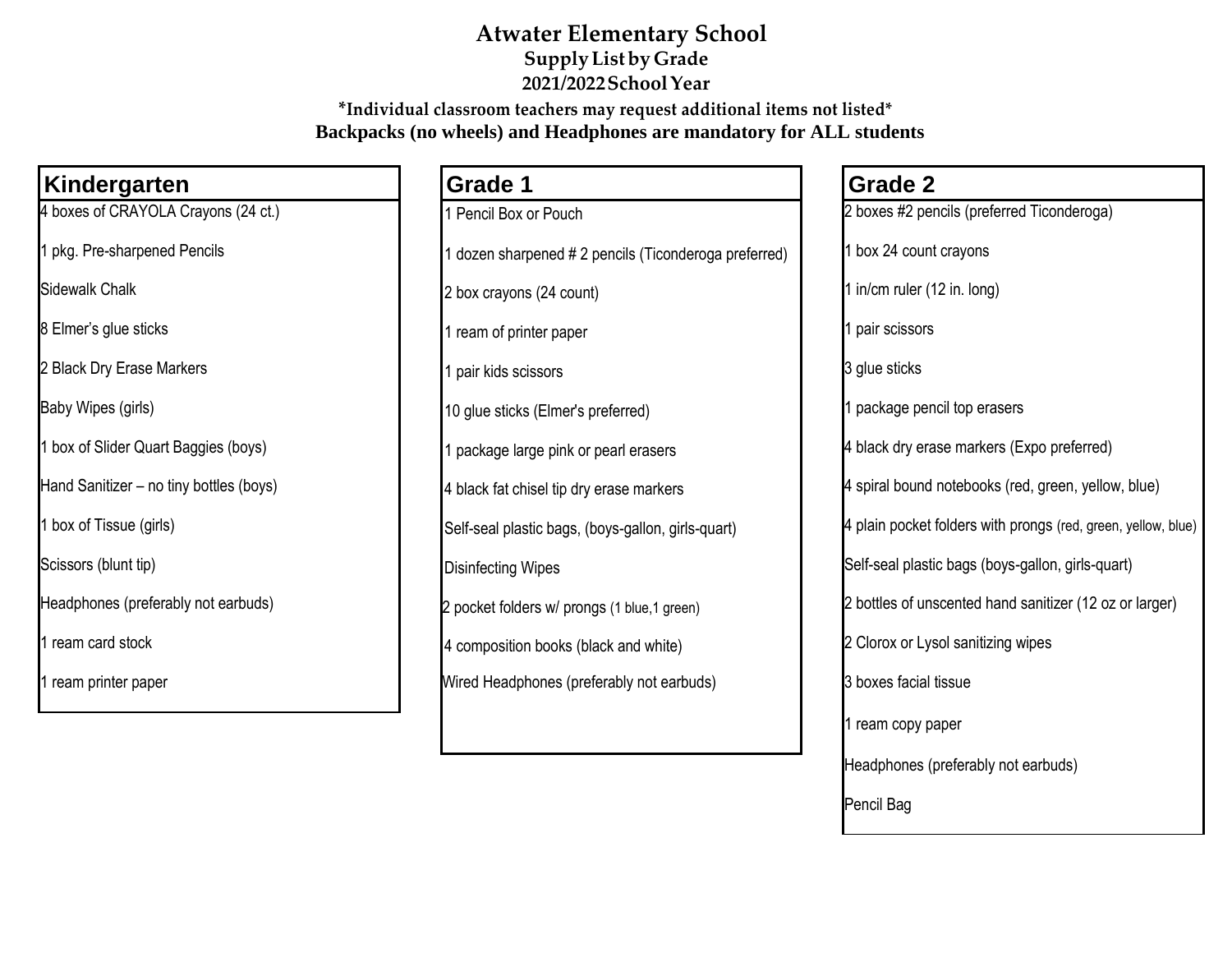# Atwater Elementary School

**Supply List by Grade**

**2021/2022 School Year**

**\*Individual classroom teachers may request additional items not listed\***

**Backpacks (no wheels) and Headphones are mandatory for ALL students**

## Kindergarten

- 4 boxes of CRAYOLA Crayons (24 ct.)
- 1 pkg. Pre-sharpened Pencils
- Sidewalk Chalk
- 8 Elmer's glue sticks
- 2 Black Dry Erase Markers
- Baby Wipes (girls)
- 1 box of Slider Quart Baggies (boys)
- Hand Sanitizer – no tiny bottles (boys)
- 1 box of Tissue (girls)
- Scissors (blunt tip)
- Headphones (preferably not earbuds)
- 1 ream card stock
- 1 ream printer paper

## Grade 1

- 1 Pencil Box or Pouch
- 1 dozen sharpened # 2 pencils (Ticonderoga preferred)
- 2 box crayons (24 count)
- 1 ream of printer paper
- 1 pair kids scissors
- 10 glue sticks (Elmer's preferred)
- 1 package large pink or pearl erasers
- 4 black fat chisel tip dry erase markers
- Self-seal plastic bags, (boys-gallon, girls-quart)
- Disinfecting Wipes
- 2 pocket folders w/ prongs (1 blue,1 green)
- 4 composition books (black and white)
- Wired Headphones (preferably not earbuds)

## Grade 2

- 2 boxes #2 pencils (preferred Ticonderoga)
- 1 box 24 count crayons
- 1 in/cm ruler (12 in. long)
- 1 pair scissors
- 3 glue sticks
- 1 package pencil top erasers
- 4 black dry erase markers (Expo preferred)
- 4 spiral bound notebooks (red, green, yellow, blue)
- 4 plain pocket folders with prongs (red, green, yellow, blue)
- Self-seal plastic bags (boys-gallon, girls-quart)
- 2 bottles of unscented hand sanitizer (12 oz or larger)
- 2 Clorox or Lysol sanitizing wipes
- 3 boxes facial tissue
- 1 ream copy paper
- Headphones (preferably not earbuds)
- Pencil Bag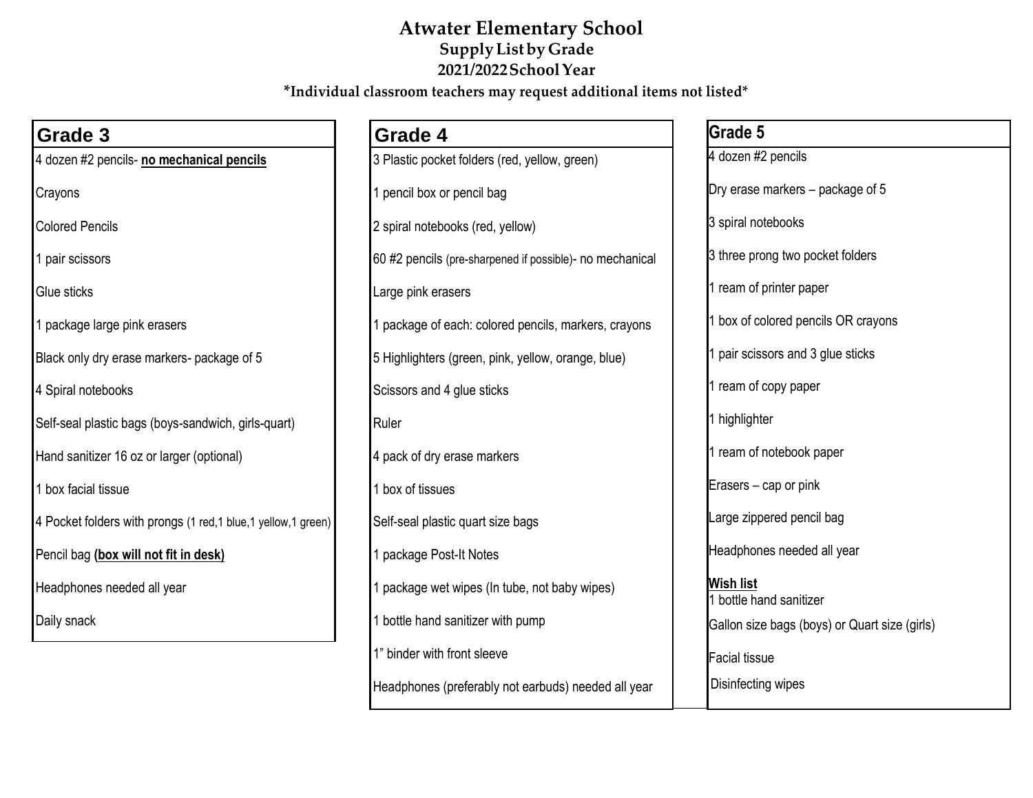# Atwater Elementary School

## Supply List by Grade

## 2021/2022 School Year

**\*Individual classroom teachers may request additional items not listed\***

## Grade 3

4 dozen #2 pencils- **no mechanical pencils**

Crayons

Colored Pencils

1 pair scissors

Glue sticks

1 package large pink erasers

Black only dry erase markers- package of 5

4 Spiral notebooks

Self-seal plastic bags (boys-sandwich, girls-quart)

Hand sanitizer 16 oz or larger (optional)

1 box facial tissue

4 Pocket folders with prongs (1 red,1 blue,1 yellow,1 green)

Pencil bag **(box will not fit in desk)**

Headphones needed all year

Daily snack

## Grade 4

3 Plastic pocket folders (red, yellow, green)

1 pencil box or pencil bag

2 spiral notebooks (red, yellow)

60 #2 pencils (pre-sharpened if possible)- no mechanical

Large pink erasers

1 package of each: colored pencils, markers, crayons

5 Highlighters (green, pink, yellow, orange, blue)

Scissors and 4 glue sticks

Ruler

4 pack of dry erase markers

1 box of tissues

Self-seal plastic quart size bags

1 package Post-It Notes

1 package wet wipes (In tube, not baby wipes)

1 bottle hand sanitizer with pump

1" binder with front sleeve

Headphones (preferably not earbuds) needed all year

## Grade 5

4 dozen #2 pencils

Dry erase markers – package of 5

3 spiral notebooks

3 three prong two pocket folders

1 ream of printer paper

1 box of colored pencils OR crayons

1 pair scissors and 3 glue sticks

1 ream of copy paper

1 highlighter

1 ream of notebook paper

Erasers – cap or pink

Large zippered pencil bag

Headphones needed all year

**Wish list**

1 bottle hand sanitizer

Gallon size bags (boys) or Quart size (girls)

Facial tissue

Disinfecting wipes